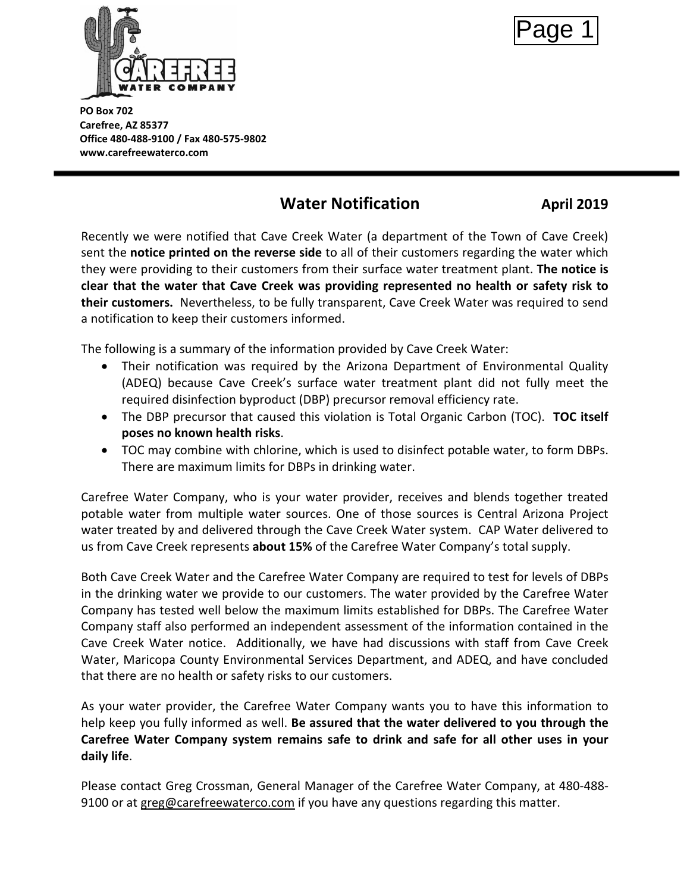**CAREFREE WATER COMPANY**

**PO Box 702**
**Carefree, AZ 85377**
**Office 480-488-9100 / Fax 480-575-9802**
**www.carefreewaterco.com**

---

## Water Notification

**April 2019**

Recently we were notified that Cave Creek Water (a department of the Town of Cave Creek) sent the **notice printed on the reverse side** to all of their customers regarding the water which they were providing to their customers from their surface water treatment plant. **The notice is clear that the water that Cave Creek was providing represented no health or safety risk to their customers.** Nevertheless, to be fully transparent, Cave Creek Water was required to send a notification to keep their customers informed.

The following is a summary of the information provided by Cave Creek Water:

- Their notification was required by the Arizona Department of Environmental Quality (ADEQ) because Cave Creek's surface water treatment plant did not fully meet the required disinfection byproduct (DBP) precursor removal efficiency rate.
- The DBP precursor that caused this violation is Total Organic Carbon (TOC). **TOC itself poses no known health risks**.
- TOC may combine with chlorine, which is used to disinfect potable water, to form DBPs. There are maximum limits for DBPs in drinking water.

Carefree Water Company, who is your water provider, receives and blends together treated potable water from multiple water sources. One of those sources is Central Arizona Project water treated by and delivered through the Cave Creek Water system. CAP Water delivered to us from Cave Creek represents **about 15%** of the Carefree Water Company's total supply.

Both Cave Creek Water and the Carefree Water Company are required to test for levels of DBPs in the drinking water we provide to our customers. The water provided by the Carefree Water Company has tested well below the maximum limits established for DBPs. The Carefree Water Company staff also performed an independent assessment of the information contained in the Cave Creek Water notice. Additionally, we have had discussions with staff from Cave Creek Water, Maricopa County Environmental Services Department, and ADEQ, and have concluded that there are no health or safety risks to our customers.

As your water provider, the Carefree Water Company wants you to have this information to help keep you fully informed as well. **Be assured that the water delivered to you through the Carefree Water Company system remains safe to drink and safe for all other uses in your daily life**.

Please contact Greg Crossman, General Manager of the Carefree Water Company, at 480-488-9100 or at greg@carefreewaterco.com if you have any questions regarding this matter.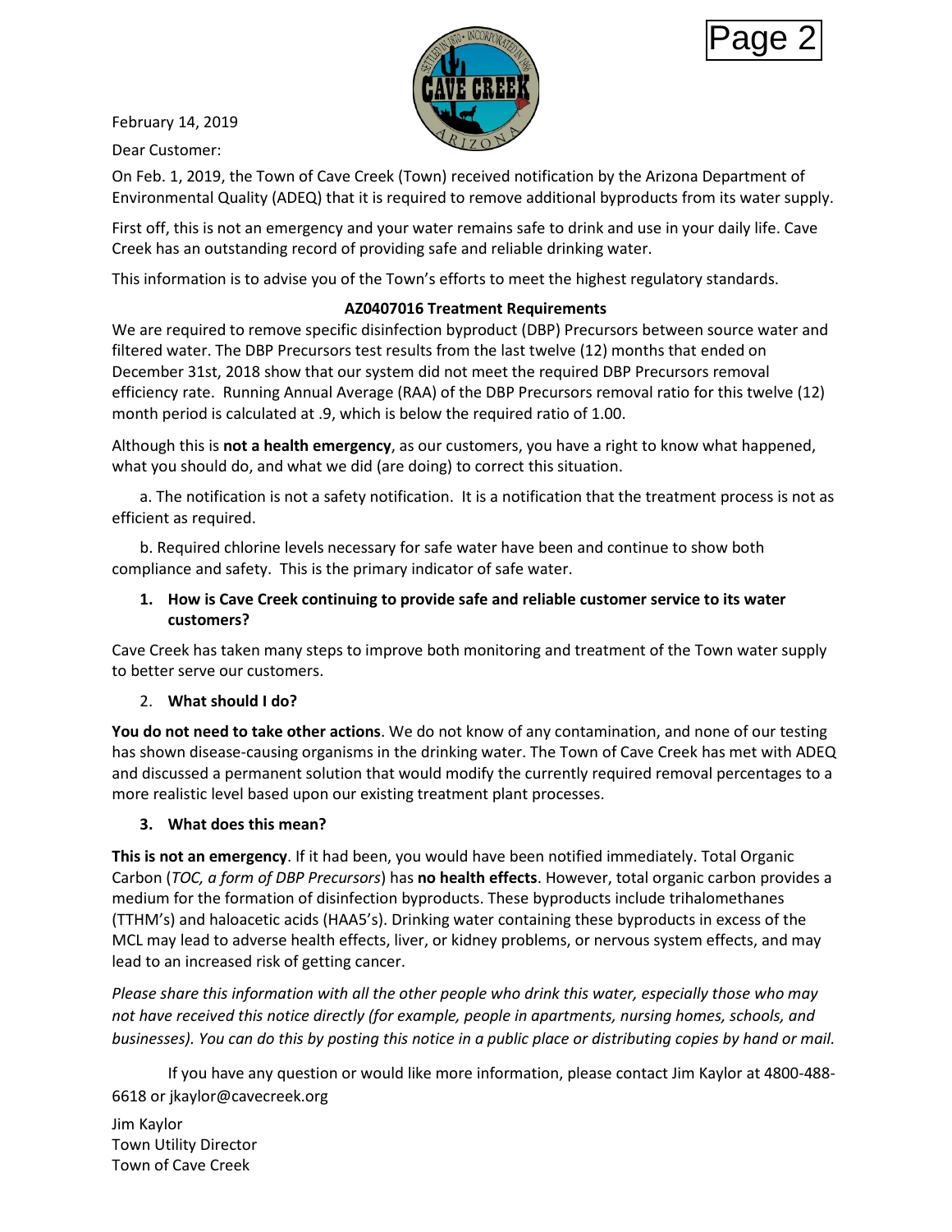February 14, 2019

Dear Customer:

On Feb. 1, 2019, the Town of Cave Creek (Town) received notification by the Arizona Department of Environmental Quality (ADEQ) that it is required to remove additional byproducts from its water supply.

First off, this is not an emergency and your water remains safe to drink and use in your daily life. Cave Creek has an outstanding record of providing safe and reliable drinking water.

This information is to advise you of the Town's efforts to meet the highest regulatory standards.

**AZ0407016 Treatment Requirements**

We are required to remove specific disinfection byproduct (DBP) Precursors between source water and filtered water. The DBP Precursors test results from the last twelve (12) months that ended on December 31st, 2018 show that our system did not meet the required DBP Precursors removal efficiency rate. Running Annual Average (RAA) of the DBP Precursors removal ratio for this twelve (12) month period is calculated at .9, which is below the required ratio of 1.00.

Although this is **not a health emergency**, as our customers, you have a right to know what happened, what you should do, and what we did (are doing) to correct this situation.

a. The notification is not a safety notification. It is a notification that the treatment process is not as efficient as required.

b. Required chlorine levels necessary for safe water have been and continue to show both compliance and safety. This is the primary indicator of safe water.

1. **How is Cave Creek continuing to provide safe and reliable customer service to its water customers?**

Cave Creek has taken many steps to improve both monitoring and treatment of the Town water supply to better serve our customers.

2. **What should I do?**

**You do not need to take other actions**. We do not know of any contamination, and none of our testing has shown disease-causing organisms in the drinking water. The Town of Cave Creek has met with ADEQ and discussed a permanent solution that would modify the currently required removal percentages to a more realistic level based upon our existing treatment plant processes.

3. **What does this mean?**

**This is not an emergency**. If it had been, you would have been notified immediately. Total Organic Carbon (*TOC, a form of DBP Precursors*) has **no health effects**. However, total organic carbon provides a medium for the formation of disinfection byproducts. These byproducts include trihalomethanes (TTHM's) and haloacetic acids (HAA5's). Drinking water containing these byproducts in excess of the MCL may lead to adverse health effects, liver, or kidney problems, or nervous system effects, and may lead to an increased risk of getting cancer.

*Please share this information with all the other people who drink this water, especially those who may not have received this notice directly (for example, people in apartments, nursing homes, schools, and businesses). You can do this by posting this notice in a public place or distributing copies by hand or mail.*

If you have any question or would like more information, please contact Jim Kaylor at 4800-488-6618 or jkaylor@cavecreek.org

Jim Kaylor
Town Utility Director
Town of Cave Creek